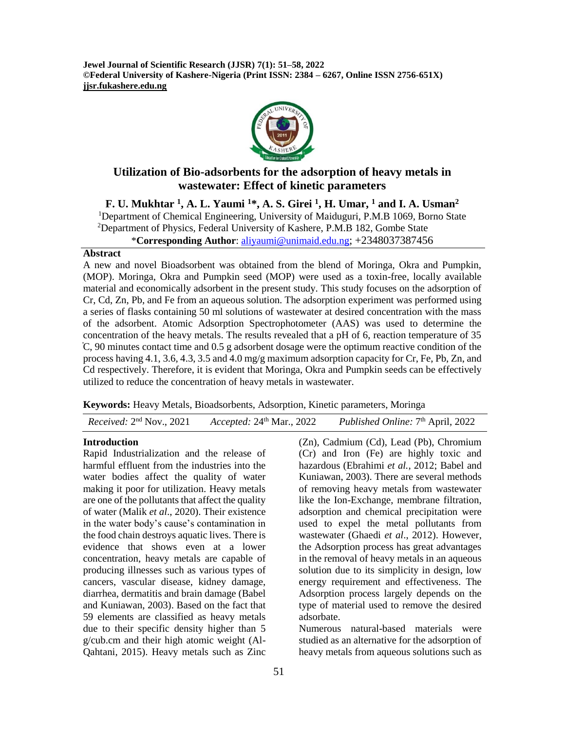Jewel Journal of Scientific Research (JJSR) 7(1): 51–58, 2022
©Federal University of Kashere-Nigeria (Print ISSN: 2384 – 6267, Online ISSN 2756-651X)
jjsr.fukashere.edu.ng

# Utilization of Bio-adsorbents for the adsorption of heavy metals in wastewater: Effect of kinetic parameters

**F. U. Mukhtar [1], A. L. Yaumi [1]*, A. S. Girei [1], H. Umar, [1] and I. A. Usman[2]**

[1]Department of Chemical Engineering, University of Maiduguri, P.M.B 1069, Borno State
[2]Department of Physics, Federal University of Kashere, P.M.B 182, Gombe State
***Corresponding Author**: aliyaumi@unimaid.edu.ng; +2348037387456

## Abstract

A new and novel Bioadsorbent was obtained from the blend of Moringa, Okra and Pumpkin, (MOP). Moringa, Okra and Pumpkin seed (MOP) were used as a toxin-free, locally available material and economically adsorbent in the present study. This study focuses on the adsorption of Cr, Cd, Zn, Pb, and Fe from an aqueous solution. The adsorption experiment was performed using a series of flasks containing 50 ml solutions of wastewater at desired concentration with the mass of the adsorbent. Atomic Adsorption Spectrophotometer (AAS) was used to determine the concentration of the heavy metals. The results revealed that a pH of 6, reaction temperature of 35 ˚C, 90 minutes contact time and 0.5 g adsorbent dosage were the optimum reactive condition of the process having 4.1, 3.6, 4.3, 3.5 and 4.0 mg/g maximum adsorption capacity for Cr, Fe, Pb, Zn, and Cd respectively. Therefore, it is evident that Moringa, Okra and Pumpkin seeds can be effectively utilized to reduce the concentration of heavy metals in wastewater.

**Keywords:** Heavy Metals, Bioadsorbents, Adsorption, Kinetic parameters, Moringa

*Received:* 2[nd] Nov., 2021 *Accepted:* 24[th] Mar., 2022 *Published Online:* 7[th] April, 2022

## Introduction

Rapid Industrialization and the release of harmful effluent from the industries into the water bodies affect the quality of water making it poor for utilization. Heavy metals are one of the pollutants that affect the quality of water (Malik *et al*., 2020). Their existence in the water body's cause's contamination in the food chain destroys aquatic lives. There is evidence that shows even at a lower concentration, heavy metals are capable of producing illnesses such as various types of cancers, vascular disease, kidney damage, diarrhea, dermatitis and brain damage (Babel and Kuniawan, 2003). Based on the fact that 59 elements are classified as heavy metals due to their specific density higher than 5 g/cub.cm and their high atomic weight (Al-Qahtani, 2015). Heavy metals such as Zinc (Zn), Cadmium (Cd), Lead (Pb), Chromium (Cr) and Iron (Fe) are highly toxic and hazardous (Ebrahimi *et al.*, 2012; Babel and Kuniawan, 2003). There are several methods of removing heavy metals from wastewater like the Ion-Exchange, membrane filtration, adsorption and chemical precipitation were used to expel the metal pollutants from wastewater (Ghaedi *et al*., 2012). However, the Adsorption process has great advantages in the removal of heavy metals in an aqueous solution due to its simplicity in design, low energy requirement and effectiveness. The Adsorption process largely depends on the type of material used to remove the desired adsorbate.

Numerous natural-based materials were studied as an alternative for the adsorption of heavy metals from aqueous solutions such as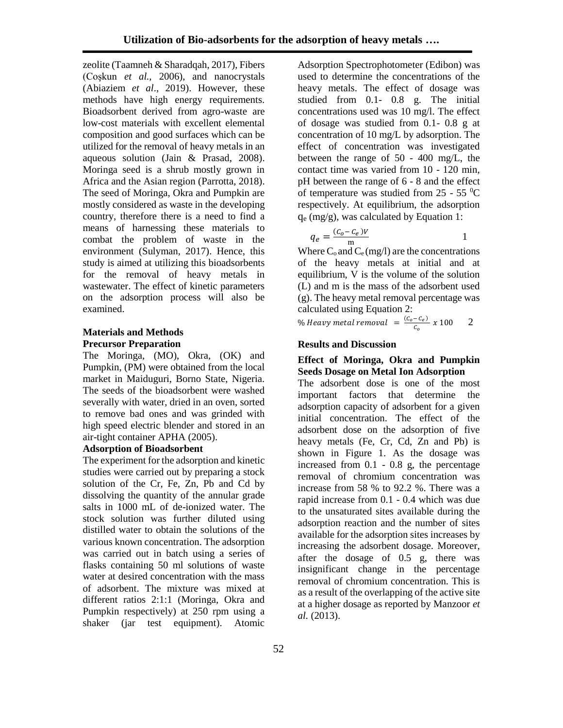zeolite (Taamneh & Sharadqah, 2017), Fibers (Coşkun *et al.,* 2006), and nanocrystals (Abiaziem *et al*., 2019). However, these methods have high energy requirements. Bioadsorbent derived from agro-waste are low-cost materials with excellent elemental composition and good surfaces which can be utilized for the removal of heavy metals in an aqueous solution (Jain & Prasad, 2008). Moringa seed is a shrub mostly grown in Africa and the Asian region (Parrotta, 2018). The seed of Moringa, Okra and Pumpkin are mostly considered as waste in the developing country, therefore there is a need to find a means of harnessing these materials to combat the problem of waste in the environment (Sulyman, 2017). Hence, this study is aimed at utilizing this bioadsorbents for the removal of heavy metals in wastewater. The effect of kinetic parameters on the adsorption process will also be examined.

## Materials and Methods

### Precursor Preparation

The Moringa, (MO), Okra, (OK) and Pumpkin, (PM) were obtained from the local market in Maiduguri, Borno State, Nigeria. The seeds of the bioadsorbent were washed severally with water, dried in an oven, sorted to remove bad ones and was grinded with high speed electric blender and stored in an air-tight container APHA (2005).

### Adsorption of Bioadsorbent

The experiment for the adsorption and kinetic studies were carried out by preparing a stock solution of the Cr, Fe, Zn, Pb and Cd by dissolving the quantity of the annular grade salts in 1000 mL of de-ionized water. The stock solution was further diluted using distilled water to obtain the solutions of the various known concentration. The adsorption was carried out in batch using a series of flasks containing 50 ml solutions of waste water at desired concentration with the mass of adsorbent. The mixture was mixed at different ratios 2:1:1 (Moringa, Okra and Pumpkin respectively) at 250 rpm using a shaker (jar test equipment). Atomic Adsorption Spectrophotometer (Edibon) was used to determine the concentrations of the heavy metals. The effect of dosage was studied from 0.1- 0.8 g. The initial concentrations used was 10 mg/l. The effect of dosage was studied from 0.1- 0.8 g at concentration of 10 mg/L by adsorption. The effect of concentration was investigated between the range of 50 - 400 mg/L, the contact time was varied from 10 - 120 min, pH between the range of 6 - 8 and the effect of temperature was studied from 25 - 55 $^0$C respectively. At equilibrium, the adsorption $q_e$ (mg/g), was calculated by Equation 1:

$$q_e = \frac{(C_o - C_e)V}{\text{m}} \qquad 1$$

Where $C_o$ and $C_e$ (mg/l) are the concentrations of the heavy metals at initial and at equilibrium, V is the volume of the solution (L) and m is the mass of the adsorbent used (g). The heavy metal removal percentage was calculated using Equation 2:

$$\%\, Heavy\ metal\ removal = \frac{(C_o - C_e)}{C_o}\ x\ 100 \qquad 2$$

## Results and Discussion

### Effect of Moringa, Okra and Pumpkin Seeds Dosage on Metal Ion Adsorption

The adsorbent dose is one of the most important factors that determine the adsorption capacity of adsorbent for a given initial concentration. The effect of the adsorbent dose on the adsorption of five heavy metals (Fe, Cr, Cd, Zn and Pb) is shown in Figure 1. As the dosage was increased from 0.1 - 0.8 g, the percentage removal of chromium concentration was increase from 58 % to 92.2 %. There was a rapid increase from 0.1 - 0.4 which was due to the unsaturated sites available during the adsorption reaction and the number of sites available for the adsorption sites increases by increasing the adsorbent dosage. Moreover, after the dosage of 0.5 g, there was insignificant change in the percentage removal of chromium concentration. This is as a result of the overlapping of the active site at a higher dosage as reported by Manzoor *et al.* (2013).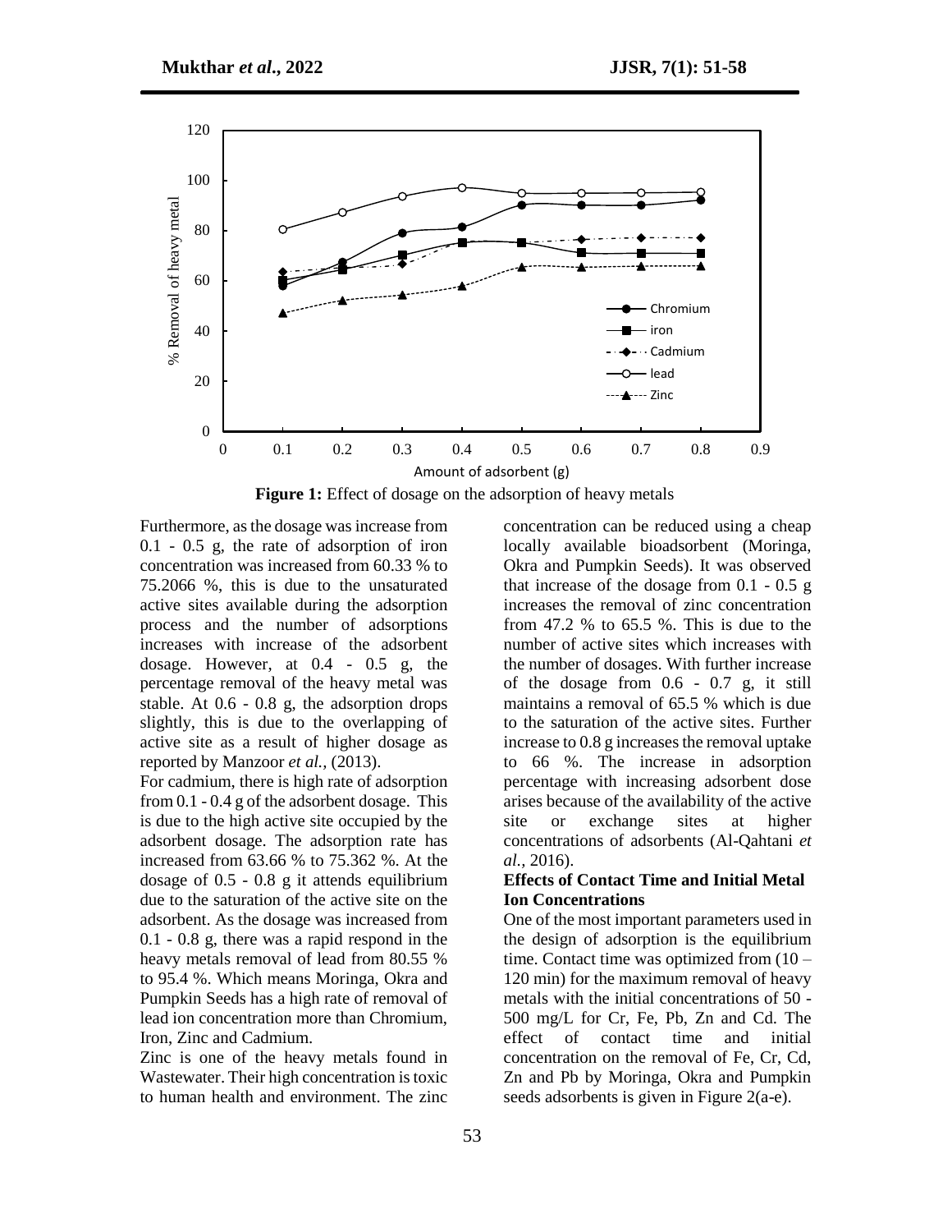**Figure 1:** Effect of dosage on the adsorption of heavy metals

Furthermore, as the dosage was increase from 0.1 - 0.5 g, the rate of adsorption of iron concentration was increased from 60.33 % to 75.2066 %, this is due to the unsaturated active sites available during the adsorption process and the number of adsorptions increases with increase of the adsorbent dosage. However, at 0.4 - 0.5 g, the percentage removal of the heavy metal was stable. At 0.6 - 0.8 g, the adsorption drops slightly, this is due to the overlapping of active site as a result of higher dosage as reported by Manzoor *et al.,* (2013).

For cadmium, there is high rate of adsorption from 0.1 - 0.4 g of the adsorbent dosage. This is due to the high active site occupied by the adsorbent dosage. The adsorption rate has increased from 63.66 % to 75.362 %. At the dosage of 0.5 - 0.8 g it attends equilibrium due to the saturation of the active site on the adsorbent. As the dosage was increased from 0.1 - 0.8 g, there was a rapid respond in the heavy metals removal of lead from 80.55 % to 95.4 %. Which means Moringa, Okra and Pumpkin Seeds has a high rate of removal of lead ion concentration more than Chromium, Iron, Zinc and Cadmium.

Zinc is one of the heavy metals found in Wastewater. Their high concentration is toxic to human health and environment. The zinc concentration can be reduced using a cheap locally available bioadsorbent (Moringa, Okra and Pumpkin Seeds). It was observed that increase of the dosage from 0.1 - 0.5 g increases the removal of zinc concentration from 47.2 % to 65.5 %. This is due to the number of active sites which increases with the number of dosages. With further increase of the dosage from 0.6 - 0.7 g, it still maintains a removal of 65.5 % which is due to the saturation of the active sites. Further increase to 0.8 g increases the removal uptake to 66 %. The increase in adsorption percentage with increasing adsorbent dose arises because of the availability of the active site or exchange sites at higher concentrations of adsorbents (Al-Qahtani *et al.,* 2016).

### Effects of Contact Time and Initial Metal Ion Concentrations

One of the most important parameters used in the design of adsorption is the equilibrium time. Contact time was optimized from (10 – 120 min) for the maximum removal of heavy metals with the initial concentrations of 50 - 500 mg/L for Cr, Fe, Pb, Zn and Cd. The effect of contact time and initial concentration on the removal of Fe, Cr, Cd, Zn and Pb by Moringa, Okra and Pumpkin seeds adsorbents is given in Figure 2(a-e).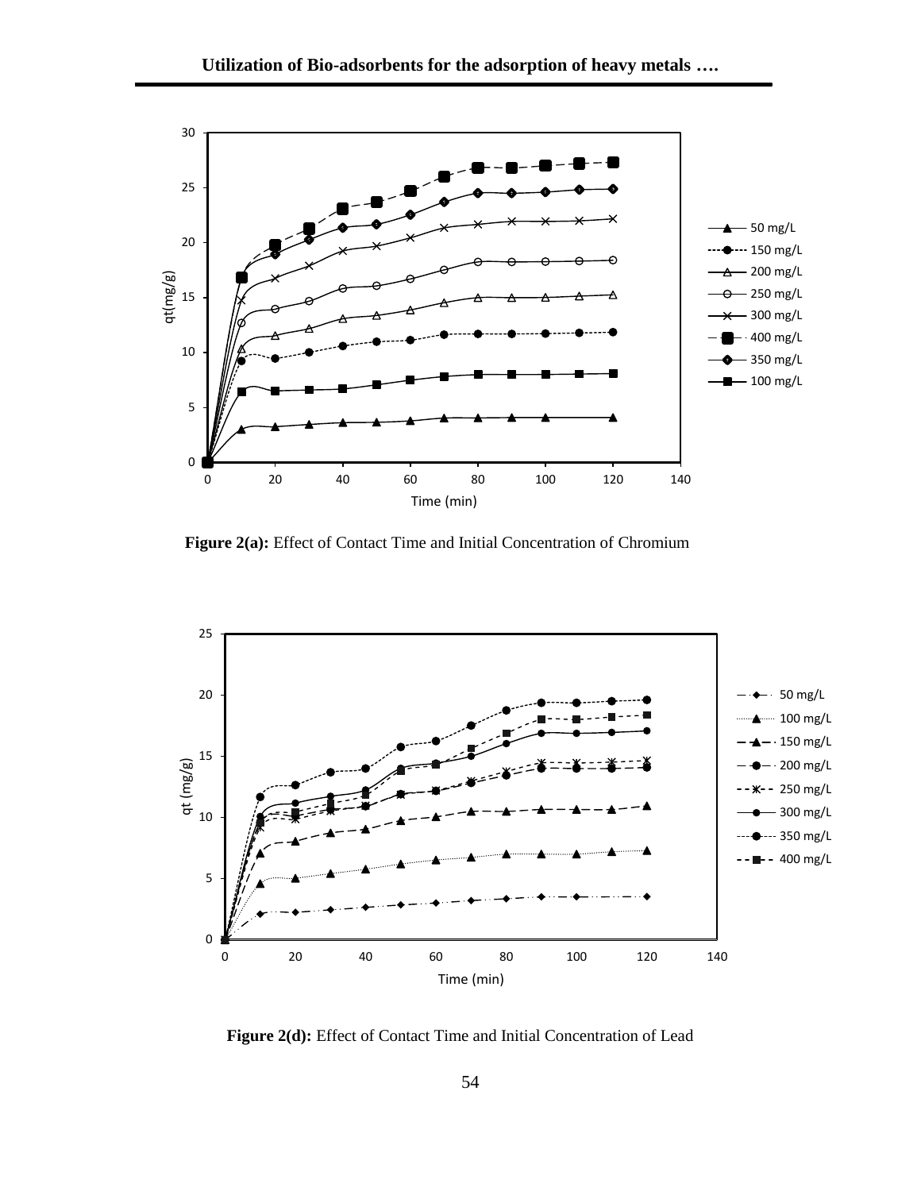**Figure 2(a):** Effect of Contact Time and Initial Concentration of Chromium

**Figure 2(d):** Effect of Contact Time and Initial Concentration of Lead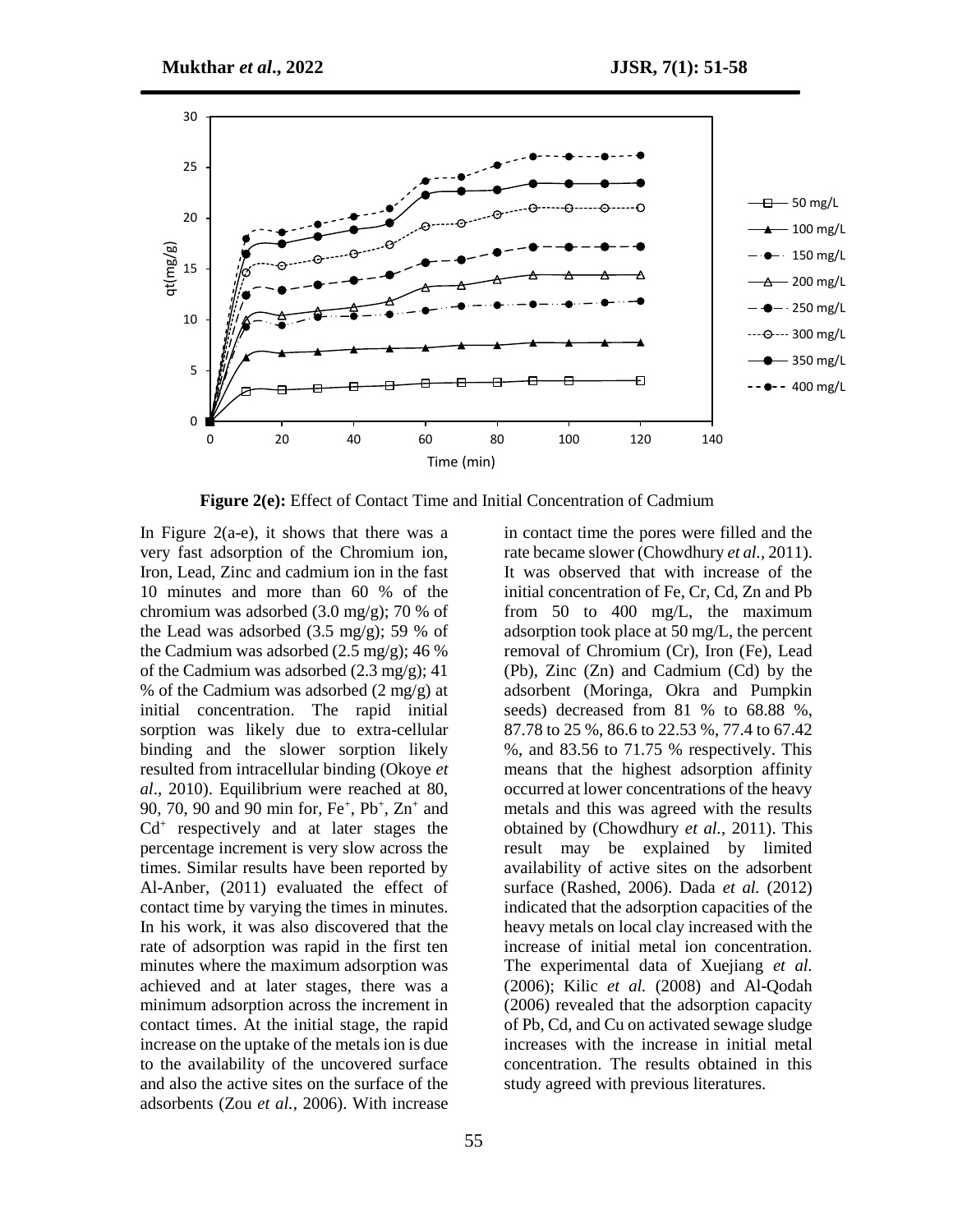**Figure 2(e):** Effect of Contact Time and Initial Concentration of Cadmium

In Figure 2(a-e), it shows that there was a very fast adsorption of the Chromium ion, Iron, Lead, Zinc and cadmium ion in the fast 10 minutes and more than 60 % of the chromium was adsorbed (3.0 mg/g); 70 % of the Lead was adsorbed (3.5 mg/g); 59 % of the Cadmium was adsorbed (2.5 mg/g); 46 % of the Cadmium was adsorbed (2.3 mg/g); 41 % of the Cadmium was adsorbed (2 mg/g) at initial concentration. The rapid initial sorption was likely due to extra-cellular binding and the slower sorption likely resulted from intracellular binding (Okoye *et al*., 2010). Equilibrium were reached at 80, 90, 70, 90 and 90 min for, $Fe^{+}$, $Pb^{+}$, $Zn^{+}$ and $Cd^{+}$ respectively and at later stages the percentage increment is very slow across the times. Similar results have been reported by Al-Anber, (2011) evaluated the effect of contact time by varying the times in minutes. In his work, it was also discovered that the rate of adsorption was rapid in the first ten minutes where the maximum adsorption was achieved and at later stages, there was a minimum adsorption across the increment in contact times. At the initial stage, the rapid increase on the uptake of the metals ion is due to the availability of the uncovered surface and also the active sites on the surface of the adsorbents (Zou *et al.*, 2006). With increase in contact time the pores were filled and the rate became slower (Chowdhury *et al.,* 2011). It was observed that with increase of the initial concentration of Fe, Cr, Cd, Zn and Pb from 50 to 400 mg/L, the maximum adsorption took place at 50 mg/L, the percent removal of Chromium (Cr), Iron (Fe), Lead (Pb), Zinc (Zn) and Cadmium (Cd) by the adsorbent (Moringa, Okra and Pumpkin seeds) decreased from 81 % to 68.88 %, 87.78 to 25 %, 86.6 to 22.53 %, 77.4 to 67.42 %, and 83.56 to 71.75 % respectively. This means that the highest adsorption affinity occurred at lower concentrations of the heavy metals and this was agreed with the results obtained by (Chowdhury *et al.,* 2011). This result may be explained by limited availability of active sites on the adsorbent surface (Rashed, 2006). Dada *et al.* (2012) indicated that the adsorption capacities of the heavy metals on local clay increased with the increase of initial metal ion concentration. The experimental data of Xuejiang *et al.* (2006); Kilic *et al.* (2008) and Al-Qodah (2006) revealed that the adsorption capacity of Pb, Cd, and Cu on activated sewage sludge increases with the increase in initial metal concentration. The results obtained in this study agreed with previous literatures.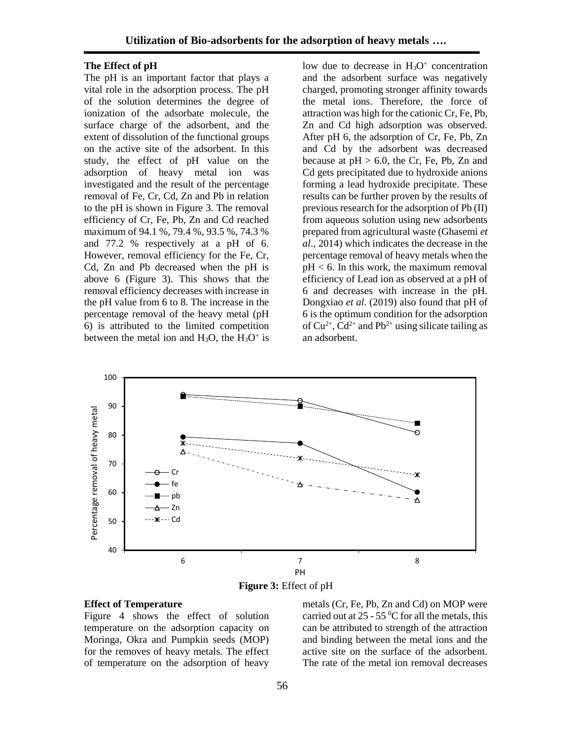### The Effect of pH

The pH is an important factor that plays a vital role in the adsorption process. The pH of the solution determines the degree of ionization of the adsorbate molecule, the surface charge of the adsorbent, and the extent of dissolution of the functional groups on the active site of the adsorbent. In this study, the effect of pH value on the adsorption of heavy metal ion was investigated and the result of the percentage removal of Fe, Cr, Cd, Zn and Pb in relation to the pH is shown in Figure 3. The removal efficiency of Cr, Fe, Pb, Zn and Cd reached maximum of 94.1 %, 79.4 %, 93.5 %, 74.3 % and 77.2 % respectively at a pH of 6. However, removal efficiency for the Fe, Cr, Cd, Zn and Pb decreased when the pH is above 6 (Figure 3). This shows that the removal efficiency decreases with increase in the pH value from 6 to 8. The increase in the percentage removal of the heavy metal (pH 6) is attributed to the limited competition between the metal ion and $H_3O$, the $H_3O^+$ is low due to decrease in $H_3O^+$ concentration and the adsorbent surface was negatively charged, promoting stronger affinity towards the metal ions. Therefore, the force of attraction was high for the cationic Cr, Fe, Pb, Zn and Cd high adsorption was observed. After pH 6, the adsorption of Cr, Fe, Pb, Zn and Cd by the adsorbent was decreased because at pH > 6.0, the Cr, Fe, Pb, Zn and Cd gets precipitated due to hydroxide anions forming a lead hydroxide precipitate. These results can be further proven by the results of previous research for the adsorption of Pb (II) from aqueous solution using new adsorbents prepared from agricultural waste (Ghasemi *et al*., 2014) which indicates the decrease in the percentage removal of heavy metals when the pH < 6. In this work, the maximum removal efficiency of Lead ion as observed at a pH of 6 and decreases with increase in the pH. Dongxiao *et al.* (2019) also found that pH of 6 is the optimum condition for the adsorption of $Cu^{2+}$, $Cd^{2+}$ and $Pb^{2+}$ using silicate tailing as an adsorbent.

**Figure 3:** Effect of pH

### Effect of Temperature

Figure 4 shows the effect of solution temperature on the adsorption capacity on Moringa, Okra and Pumpkin seeds (MOP) for the removes of heavy metals. The effect of temperature on the adsorption of heavy metals (Cr, Fe, Pb, Zn and Cd) on MOP were carried out at 25 - 55 $^0$C for all the metals, this can be attributed to strength of the attraction and binding between the metal ions and the active site on the surface of the adsorbent. The rate of the metal ion removal decreases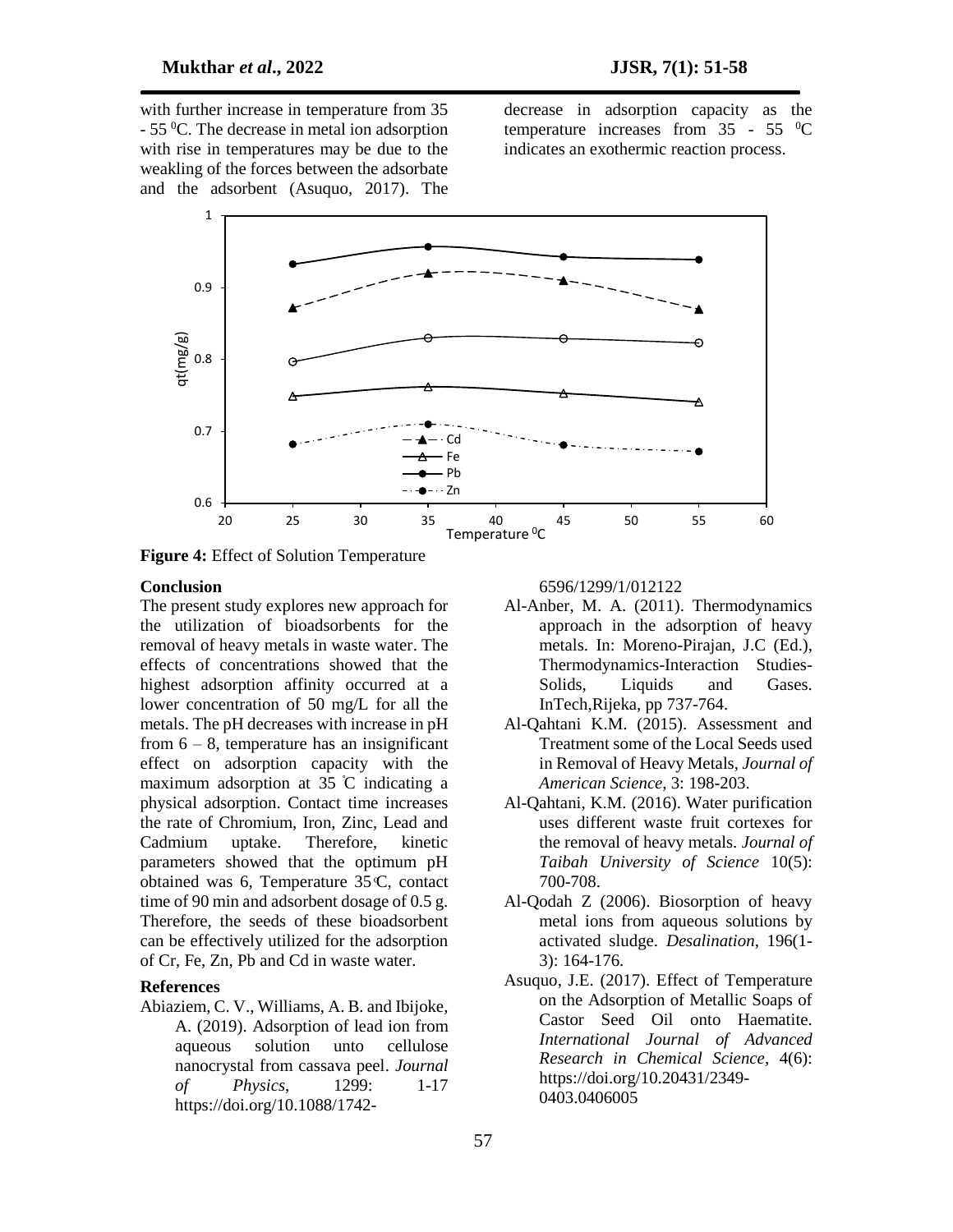with further increase in temperature from 35 - 55 $^0$C. The decrease in metal ion adsorption with rise in temperatures may be due to the weakling of the forces between the adsorbate and the adsorbent (Asuquo, 2017). The decrease in adsorption capacity as the temperature increases from 35 - 55 $^0$C indicates an exothermic reaction process.

**Figure 4:** Effect of Solution Temperature

## Conclusion

The present study explores new approach for the utilization of bioadsorbents for the removal of heavy metals in waste water. The effects of concentrations showed that the highest adsorption affinity occurred at a lower concentration of 50 mg/L for all the metals. The pH decreases with increase in pH from 6 – 8, temperature has an insignificant effect on adsorption capacity with the maximum adsorption at 35 ̊C indicating a physical adsorption. Contact time increases the rate of Chromium, Iron, Zinc, Lead and Cadmium uptake. Therefore, kinetic parameters showed that the optimum pH obtained was 6, Temperature 35°C, contact time of 90 min and adsorbent dosage of 0.5 g. Therefore, the seeds of these bioadsorbent can be effectively utilized for the adsorption of Cr, Fe, Zn, Pb and Cd in waste water.

## References

Abiaziem, C. V., Williams, A. B. and Ibijoke, A. (2019). Adsorption of lead ion from aqueous solution unto cellulose nanocrystal from cassava peel. *Journal of Physics*, 1299: 1-17 https://doi.org/10.1088/1742-6596/1299/1/012122

Al-Anber, M. A. (2011). Thermodynamics approach in the adsorption of heavy metals. In: Moreno-Pirajan, J.C (Ed.), Thermodynamics-Interaction Studies-Solids, Liquids and Gases. InTech,Rijeka, pp 737-764.

Al-Qahtani K.M. (2015). Assessment and Treatment some of the Local Seeds used in Removal of Heavy Metals, *Journal of American Science*, 3: 198-203.

Al-Qahtani, K.M. (2016). Water purification uses different waste fruit cortexes for the removal of heavy metals. *Journal of Taibah University of Science* 10(5): 700-708.

Al-Qodah Z (2006). Biosorption of heavy metal ions from aqueous solutions by activated sludge. *Desalination*, 196(1-3): 164-176.

Asuquo, J.E. (2017). Effect of Temperature on the Adsorption of Metallic Soaps of Castor Seed Oil onto Haematite. *International Journal of Advanced Research in Chemical Science*, 4(6): https://doi.org/10.20431/2349-0403.0406005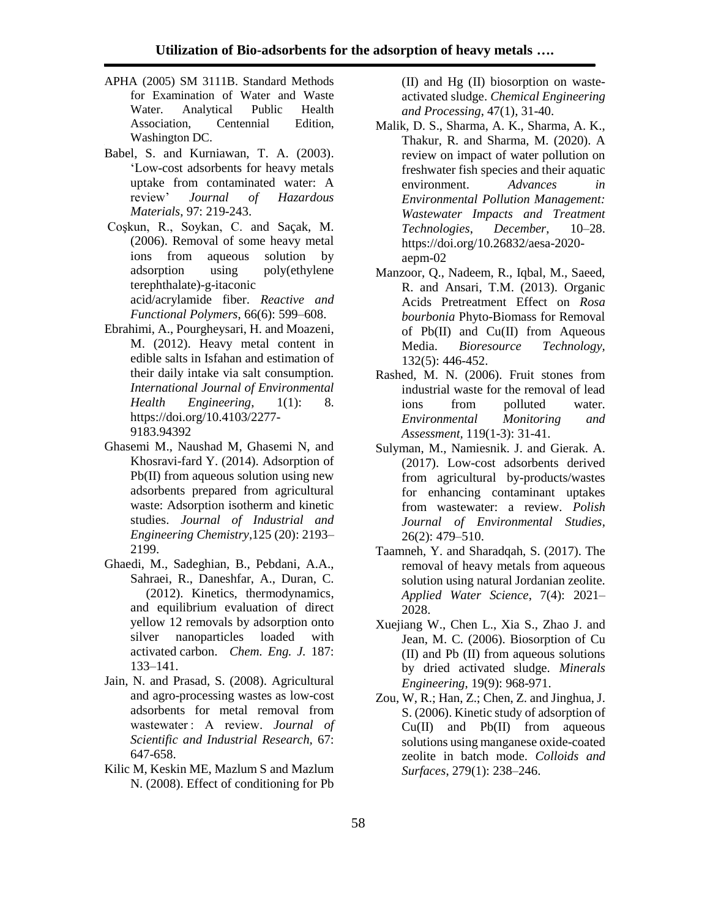APHA (2005) SM 3111B. Standard Methods for Examination of Water and Waste Water. Analytical Public Health Association, Centennial Edition, Washington DC.

Babel, S. and Kurniawan, T. A. (2003). 'Low-cost adsorbents for heavy metals uptake from contaminated water: A review' *Journal of Hazardous Materials*, 97: 219-243.

Coşkun, R., Soykan, C. and Saçak, M. (2006). Removal of some heavy metal ions from aqueous solution by adsorption using poly(ethylene terephthalate)-g-itaconic acid/acrylamide fiber. *Reactive and Functional Polymers*, 66(6): 599–608.

Ebrahimi, A., Pourgheysari, H. and Moazeni, M. (2012). Heavy metal content in edible salts in Isfahan and estimation of their daily intake via salt consumption. *International Journal of Environmental Health Engineering*, 1(1): 8. https://doi.org/10.4103/2277-9183.94392

Ghasemi M., Naushad M, Ghasemi N, and Khosravi-fard Y. (2014). Adsorption of Pb(II) from aqueous solution using new adsorbents prepared from agricultural waste: Adsorption isotherm and kinetic studies. *Journal of Industrial and Engineering Chemistry*,125 (20): 2193–2199.

Ghaedi, M., Sadeghian, B., Pebdani, A.A., Sahraei, R., Daneshfar, A., Duran, C. (2012). Kinetics, thermodynamics, and equilibrium evaluation of direct yellow 12 removals by adsorption onto silver nanoparticles loaded with activated carbon. *Chem. Eng. J.* 187: 133–141.

Jain, N. and Prasad, S. (2008). Agricultural and agro-processing wastes as low-cost adsorbents for metal removal from wastewater : A review. *Journal of Scientific and Industrial Research*, 67: 647-658.

Kilic M, Keskin ME, Mazlum S and Mazlum N. (2008). Effect of conditioning for Pb (II) and Hg (II) biosorption on waste-activated sludge. *Chemical Engineering and Processing*, 47(1), 31-40.

Malik, D. S., Sharma, A. K., Sharma, A. K., Thakur, R. and Sharma, M. (2020). A review on impact of water pollution on freshwater fish species and their aquatic environment. *Advances in Environmental Pollution Management: Wastewater Impacts and Treatment Technologies*, *December*, 10–28. https://doi.org/10.26832/aesa-2020-aepm-02

Manzoor, Q., Nadeem, R., Iqbal, M., Saeed, R. and Ansari, T.M. (2013). Organic Acids Pretreatment Effect on *Rosa bourbonia* Phyto-Biomass for Removal of Pb(II) and Cu(II) from Aqueous Media. *Bioresource Technology*, 132(5): 446-452.

Rashed, M. N. (2006). Fruit stones from industrial waste for the removal of lead ions from polluted water. *Environmental Monitoring and Assessment*, 119(1-3): 31-41.

Sulyman, M., Namiesnik. J. and Gierak. A. (2017). Low-cost adsorbents derived from agricultural by-products/wastes for enhancing contaminant uptakes from wastewater: a review. *Polish Journal of Environmental Studies*, 26(2): 479–510.

Taamneh, Y. and Sharadqah, S. (2017). The removal of heavy metals from aqueous solution using natural Jordanian zeolite. *Applied Water Science*, 7(4): 2021–2028.

Xuejiang W., Chen L., Xia S., Zhao J. and Jean, M. C. (2006). Biosorption of Cu (II) and Pb (II) from aqueous solutions by dried activated sludge. *Minerals Engineering*, 19(9): 968-971.

Zou, W, R.; Han, Z.; Chen, Z. and Jinghua, J. S. (2006). Kinetic study of adsorption of Cu(II) and Pb(II) from aqueous solutions using manganese oxide-coated zeolite in batch mode. *Colloids and Surfaces*, 279(1): 238–246.